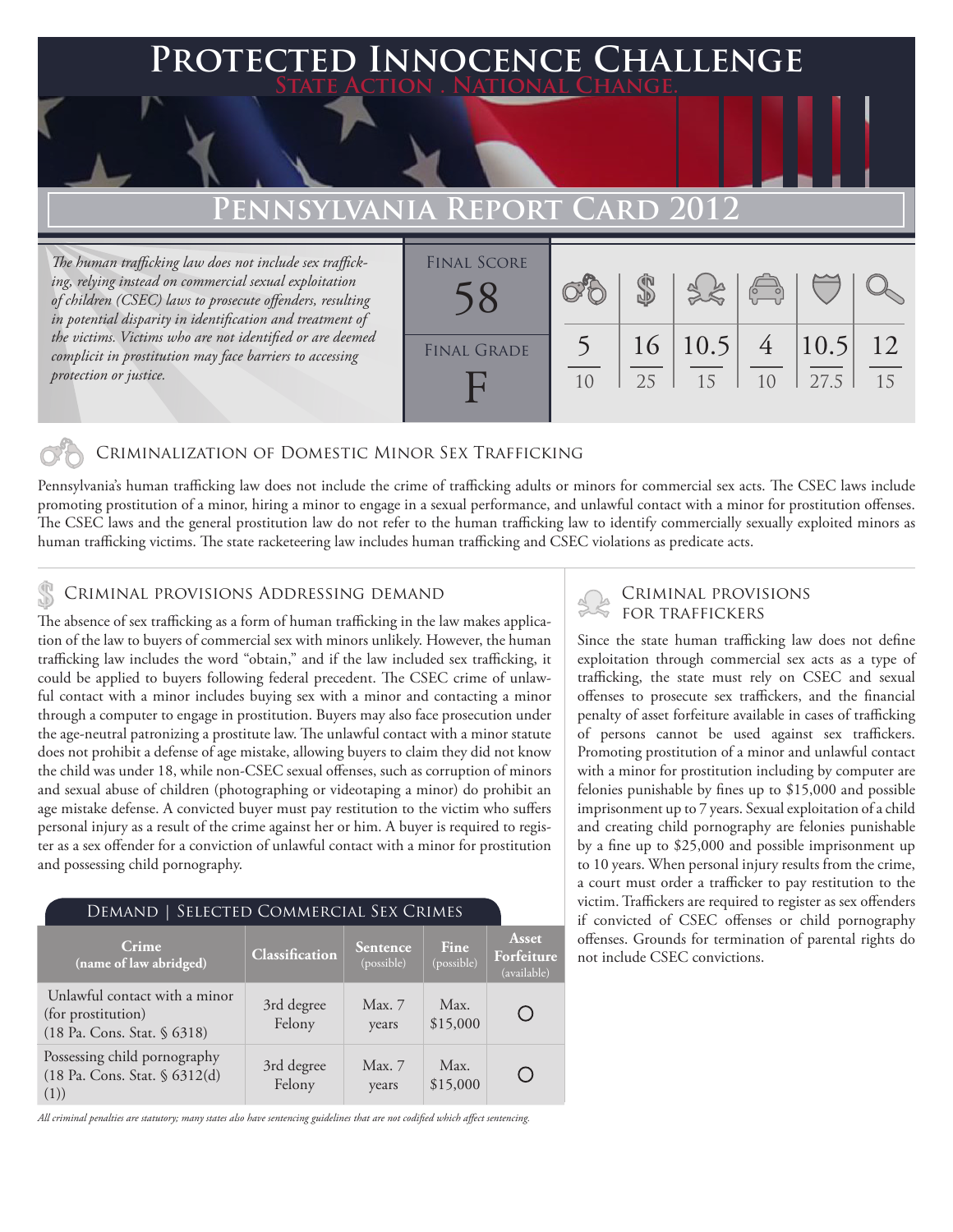# Protected Innocence Challenge

State Action . National Change.

## Pennsylvania Report Card 2012

*The human trafficking law does not include sex trafficking, relying instead on commercial sexual exploitation of children (CSEC) laws to prosecute offenders, resulting in potential disparity in identification and treatment of the victims. Victims who are not identified or are deemed complicit in prostitution may face barriers to accessing protection or justice.*

| Final Score | | | | | | |
|---|---|---|---|---|---|---|
| 58 | 5/10 | 16/25 | 10.5/15 | 4/10 | 10.5/27.5 | 12/15 |
| **Final Grade** | | | | | | |
| F | | | | | | |

### Criminalization of Domestic Minor Sex Trafficking

Pennsylvania's human trafficking law does not include the crime of trafficking adults or minors for commercial sex acts. The CSEC laws include promoting prostitution of a minor, hiring a minor to engage in a sexual performance, and unlawful contact with a minor for prostitution offenses. The CSEC laws and the general prostitution law do not refer to the human trafficking law to identify commercially sexually exploited minors as human trafficking victims. The state racketeering law includes human trafficking and CSEC violations as predicate acts.

### Criminal provisions Addressing demand

The absence of sex trafficking as a form of human trafficking in the law makes application of the law to buyers of commercial sex with minors unlikely. However, the human trafficking law includes the word "obtain," and if the law included sex trafficking, it could be applied to buyers following federal precedent. The CSEC crime of unlawful contact with a minor includes buying sex with a minor and contacting a minor through a computer to engage in prostitution. Buyers may also face prosecution under the age-neutral patronizing a prostitute law. The unlawful contact with a minor statute does not prohibit a defense of age mistake, allowing buyers to claim they did not know the child was under 18, while non-CSEC sexual offenses, such as corruption of minors and sexual abuse of children (photographing or videotaping a minor) do prohibit an age mistake defense. A convicted buyer must pay restitution to the victim who suffers personal injury as a result of the crime against her or him. A buyer is required to register as a sex offender for a conviction of unlawful contact with a minor for prostitution and possessing child pornography.

**Demand | Selected Commercial Sex Crimes**

| Crime (name of law abridged) | Classification | Sentence (possible) | Fine (possible) | Asset Forfeiture (available) |
|---|---|---|---|---|
| Unlawful contact with a minor (for prostitution) (18 Pa. Cons. Stat. § 6318) | 3rd degree Felony | Max. 7 years | Max. $15,000 | ○ |
| Possessing child pornography (18 Pa. Cons. Stat. § 6312(d)(1)) | 3rd degree Felony | Max. 7 years | Max. $15,000 | ○ |

*All criminal penalties are statutory; many states also have sentencing guidelines that are not codified which affect sentencing.*

### Criminal provisions for traffickers

Since the state human trafficking law does not define exploitation through commercial sex acts as a type of trafficking, the state must rely on CSEC and sexual offenses to prosecute sex traffickers, and the financial penalty of asset forfeiture available in cases of trafficking of persons cannot be used against sex traffickers. Promoting prostitution of a minor and unlawful contact with a minor for prostitution including by computer are felonies punishable by fines up to $15,000 and possible imprisonment up to 7 years. Sexual exploitation of a child and creating child pornography are felonies punishable by a fine up to $25,000 and possible imprisonment up to 10 years. When personal injury results from the crime, a court must order a trafficker to pay restitution to the victim. Traffickers are required to register as sex offenders if convicted of CSEC offenses or child pornography offenses. Grounds for termination of parental rights do not include CSEC convictions.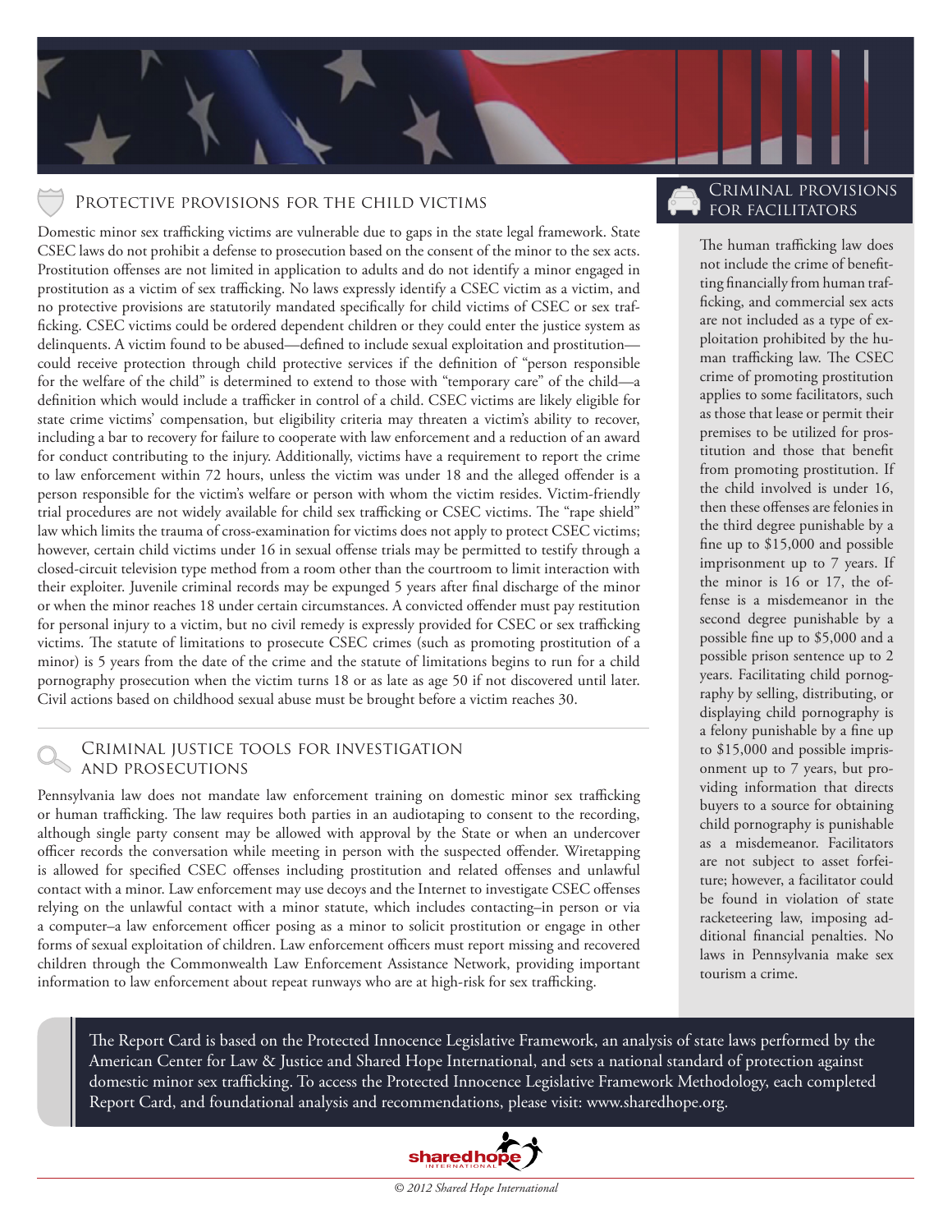## Protective provisions for the child victims

Domestic minor sex trafficking victims are vulnerable due to gaps in the state legal framework. State CSEC laws do not prohibit a defense to prosecution based on the consent of the minor to the sex acts. Prostitution offenses are not limited in application to adults and do not identify a minor engaged in prostitution as a victim of sex trafficking. No laws expressly identify a CSEC victim as a victim, and no protective provisions are statutorily mandated specifically for child victims of CSEC or sex trafficking. CSEC victims could be ordered dependent children or they could enter the justice system as delinquents. A victim found to be abused—defined to include sexual exploitation and prostitution—could receive protection through child protective services if the definition of "person responsible for the welfare of the child" is determined to extend to those with "temporary care" of the child—a definition which would include a trafficker in control of a child. CSEC victims are likely eligible for state crime victims' compensation, but eligibility criteria may threaten a victim's ability to recover, including a bar to recovery for failure to cooperate with law enforcement and a reduction of an award for conduct contributing to the injury. Additionally, victims have a requirement to report the crime to law enforcement within 72 hours, unless the victim was under 18 and the alleged offender is a person responsible for the victim's welfare or person with whom the victim resides. Victim-friendly trial procedures are not widely available for child sex trafficking or CSEC victims. The "rape shield" law which limits the trauma of cross-examination for victims does not apply to protect CSEC victims; however, certain child victims under 16 in sexual offense trials may be permitted to testify through a closed-circuit television type method from a room other than the courtroom to limit interaction with their exploiter. Juvenile criminal records may be expunged 5 years after final discharge of the minor or when the minor reaches 18 under certain circumstances. A convicted offender must pay restitution for personal injury to a victim, but no civil remedy is expressly provided for CSEC or sex trafficking victims. The statute of limitations to prosecute CSEC crimes (such as promoting prostitution of a minor) is 5 years from the date of the crime and the statute of limitations begins to run for a child pornography prosecution when the victim turns 18 or as late as age 50 if not discovered until later. Civil actions based on childhood sexual abuse must be brought before a victim reaches 30.

## Criminal justice tools for investigation and prosecutions

Pennsylvania law does not mandate law enforcement training on domestic minor sex trafficking or human trafficking. The law requires both parties in an audiotaping to consent to the recording, although single party consent may be allowed with approval by the State or when an undercover officer records the conversation while meeting in person with the suspected offender. Wiretapping is allowed for specified CSEC offenses including prostitution and related offenses and unlawful contact with a minor. Law enforcement may use decoys and the Internet to investigate CSEC offenses relying on the unlawful contact with a minor statute, which includes contacting–in person or via a computer–a law enforcement officer posing as a minor to solicit prostitution or engage in other forms of sexual exploitation of children. Law enforcement officers must report missing and recovered children through the Commonwealth Law Enforcement Assistance Network, providing important information to law enforcement about repeat runways who are at high-risk for sex trafficking.

## Criminal provisions for facilitators

The human trafficking law does not include the crime of benefitting financially from human trafficking, and commercial sex acts are not included as a type of exploitation prohibited by the human trafficking law. The CSEC crime of promoting prostitution applies to some facilitators, such as those that lease or permit their premises to be utilized for prostitution and those that benefit from promoting prostitution. If the child involved is under 16, then these offenses are felonies in the third degree punishable by a fine up to $15,000 and possible imprisonment up to 7 years. If the minor is 16 or 17, the offense is a misdemeanor in the second degree punishable by a possible fine up to $5,000 and a possible prison sentence up to 2 years. Facilitating child pornography by selling, distributing, or displaying child pornography is a felony punishable by a fine up to $15,000 and possible imprisonment up to 7 years, but providing information that directs buyers to a source for obtaining child pornography is punishable as a misdemeanor. Facilitators are not subject to asset forfeiture; however, a facilitator could be found in violation of state racketeering law, imposing additional financial penalties. No laws in Pennsylvania make sex tourism a crime.

The Report Card is based on the Protected Innocence Legislative Framework, an analysis of state laws performed by the American Center for Law & Justice and Shared Hope International, and sets a national standard of protection against domestic minor sex trafficking. To access the Protected Innocence Legislative Framework Methodology, each completed Report Card, and foundational analysis and recommendations, please visit: www.sharedhope.org.

shared hope INTERNATIONAL

*© 2012 Shared Hope International*